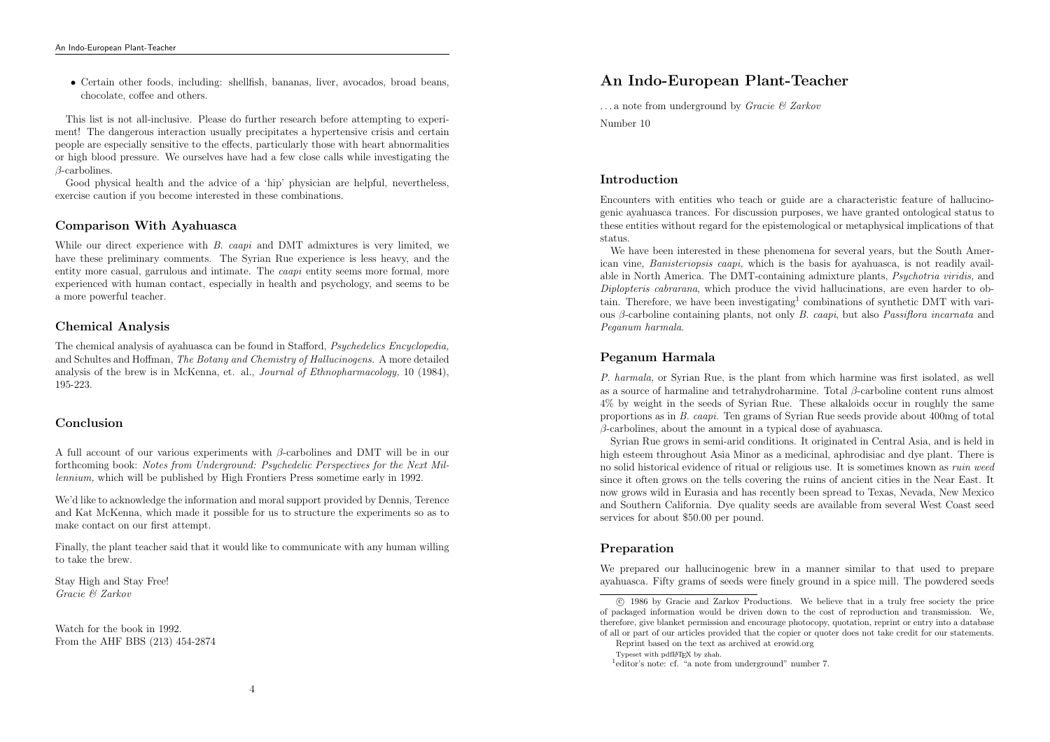- Certain other foods, including: shellfish, bananas, liver, avocados, broad beans, chocolate, coffee and others.

This list is not all-inclusive. Please do further research before attempting to experiment! The dangerous interaction usually precipitates a hypertensive crisis and certain people are especially sensitive to the effects, particularly those with heart abnormalities or high blood pressure. We ourselves have had a few close calls while investigating the $\beta$-carbolines.

Good physical health and the advice of a 'hip' physician are helpful, nevertheless, exercise caution if you become interested in these combinations.

### Comparison With Ayahuasca

While our direct experience with *B. caapi* and DMT admixtures is very limited, we have these preliminary comments. The Syrian Rue experience is less heavy, and the entity more casual, garrulous and intimate. The *caapi* entity seems more formal, more experienced with human contact, especially in health and psychology, and seems to be a more powerful teacher.

### Chemical Analysis

The chemical analysis of ayahuasca can be found in Stafford, *Psychedelics Encyclopedia,* and Schultes and Hoffman, *The Botany and Chemistry of Hallucinogens.* A more detailed analysis of the brew is in McKenna, et. al., *Journal of Ethnopharmacology,* 10 (1984), 195-223.

### Conclusion

A full account of our various experiments with $\beta$-carbolines and DMT will be in our forthcoming book: *Notes from Underground: Psychedelic Perspectives for the Next Millennium,* which will be published by High Frontiers Press sometime early in 1992.

We'd like to acknowledge the information and moral support provided by Dennis, Terence and Kat McKenna, which made it possible for us to structure the experiments so as to make contact on our first attempt.

Finally, the plant teacher said that it would like to communicate with any human willing to take the brew.

Stay High and Stay Free!
*Gracie & Zarkov*

Watch for the book in 1992.
From the AHF BBS (213) 454-2874

# An Indo-European Plant-Teacher

...a note from underground by *Gracie & Zarkov*

Number 10

### Introduction

Encounters with entities who teach or guide are a characteristic feature of hallucinogenic ayahuasca trances. For discussion purposes, we have granted ontological status to these entities without regard for the epistemological or metaphysical implications of that status.

We have been interested in these phenomena for several years, but the South American vine, *Banisteriopsis caapi,* which is the basis for ayahuasca, is not readily available in North America. The DMT-containing admixture plants, *Psychotria viridis,* and *Diplopteris cabrarana*, which produce the vivid hallucinations, are even harder to obtain. Therefore, we have been investigating[1] combinations of synthetic DMT with various $\beta$-carboline containing plants, not only *B. caapi*, but also *Passiflora incarnata* and *Peganum harmala*.

### Peganum Harmala

*P. harmala,* or Syrian Rue, is the plant from which harmine was first isolated, as well as a source of harmaline and tetrahydroharmine. Total $\beta$-carboline content runs almost 4% by weight in the seeds of Syrian Rue. These alkaloids occur in roughly the same proportions as in *B. caapi.* Ten grams of Syrian Rue seeds provide about 400mg of total $\beta$-carbolines, about the amount in a typical dose of ayahuasca.

Syrian Rue grows in semi-arid conditions. It originated in Central Asia, and is held in high esteem throughout Asia Minor as a medicinal, aphrodisiac and dye plant. There is no solid historical evidence of ritual or religious use. It is sometimes known as *ruin weed* since it often grows on the tells covering the ruins of ancient cities in the Near East. It now grows wild in Eurasia and has recently been spread to Texas, Nevada, New Mexico and Southern California. Dye quality seeds are available from several West Coast seed services for about \$50.00 per pound.

### Preparation

We prepared our hallucinogenic brew in a manner similar to that used to prepare ayahuasca. Fifty grams of seeds were finely ground in a spice mill. The powdered seeds

© 1986 by Gracie and Zarkov Productions. We believe that in a truly free society the price of packaged information would be driven down to the cost of reproduction and transmission. We, therefore, give blanket permission and encourage photocopy, quotation, reprint or entry into a database of all or part of our articles provided that the copier or quoter does not take credit for our statements.

Reprint based on the text as archived at erowid.org

Typeset with pdfLaTeX by zhah.

[1] editor's note: cf. "a note from underground" number 7.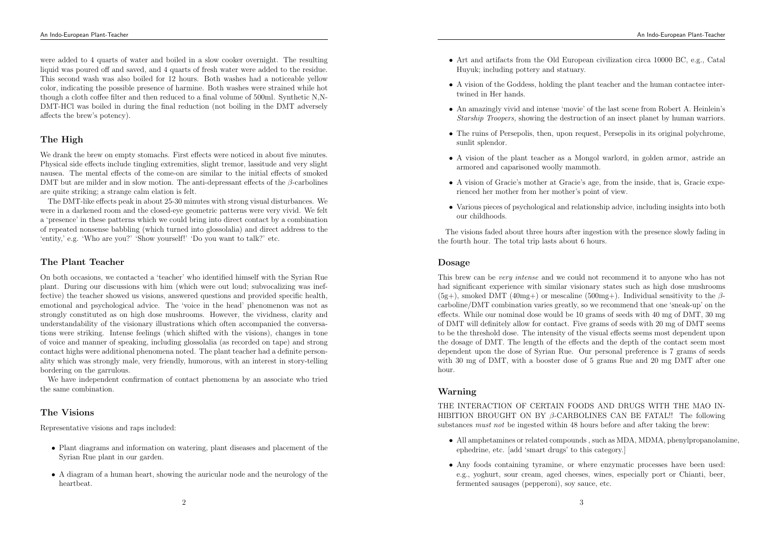were added to 4 quarts of water and boiled in a slow cooker overnight. The resulting liquid was poured off and saved, and 4 quarts of fresh water were added to the residue. This second wash was also boiled for 12 hours. Both washes had a noticeable yellow color, indicating the possible presence of harmine. Both washes were strained while hot though a cloth coffee filter and then reduced to a final volume of 500ml. Synthetic N,N-DMT-HCl was boiled in during the final reduction (not boiling in the DMT adversely affects the brew's potency).

## The High

We drank the brew on empty stomachs. First effects were noticed in about five minutes. Physical side effects include tingling extremities, slight tremor, lassitude and very slight nausea. The mental effects of the come-on are similar to the initial effects of smoked DMT but are milder and in slow motion. The anti-depressant effects of the $\beta$-carbolines are quite striking; a strange calm elation is felt.

The DMT-like effects peak in about 25-30 minutes with strong visual disturbances. We were in a darkened room and the closed-eye geometric patterns were very vivid. We felt a 'presence' in these patterns which we could bring into direct contact by a combination of repeated nonsense babbling (which turned into glossolalia) and direct address to the 'entity,' e.g. 'Who are you?' 'Show yourself!' 'Do you want to talk?' etc.

## The Plant Teacher

On both occasions, we contacted a 'teacher' who identified himself with the Syrian Rue plant. During our discussions with him (which were out loud; subvocalizing was ineffective) the teacher showed us visions, answered questions and provided specific health, emotional and psychological advice. The 'voice in the head' phenomenon was not as strongly constituted as on high dose mushrooms. However, the vividness, clarity and understandability of the visionary illustrations which often accompanied the conversations were striking. Intense feelings (which shifted with the visions), changes in tone of voice and manner of speaking, including glossolalia (as recorded on tape) and strong contact highs were additional phenomena noted. The plant teacher had a definite personality which was strongly male, very friendly, humorous, with an interest in story-telling bordering on the garrulous.

We have independent confirmation of contact phenomena by an associate who tried the same combination.

## The Visions

Representative visions and raps included:

- Plant diagrams and information on watering, plant diseases and placement of the Syrian Rue plant in our garden.
- A diagram of a human heart, showing the auricular node and the neurology of the heartbeat.
- Art and artifacts from the Old European civilization circa 10000 BC, e.g., Catal Huyuk; including pottery and statuary.
- A vision of the Goddess, holding the plant teacher and the human contactee intertwined in Her hands.
- An amazingly vivid and intense 'movie' of the last scene from Robert A. Heinlein's *Starship Troopers,* showing the destruction of an insect planet by human warriors.
- The ruins of Persepolis, then, upon request, Persepolis in its original polychrome, sunlit splendor.
- A vision of the plant teacher as a Mongol warlord, in golden armor, astride an armored and caparisoned woolly mammoth.
- A vision of Gracie's mother at Gracie's age, from the inside, that is, Gracie experienced her mother from her mother's point of view.
- Various pieces of psychological and relationship advice, including insights into both our childhoods.

The visions faded about three hours after ingestion with the presence slowly fading in the fourth hour. The total trip lasts about 6 hours.

## Dosage

This brew can be *very intense* and we could not recommend it to anyone who has not had significant experience with similar visionary states such as high dose mushrooms (5g+), smoked DMT (40mg+) or mescaline (500mg+). Individual sensitivity to the $\beta$-carboline/DMT combination varies greatly, so we recommend that one 'sneak-up' on the effects. While our nominal dose would be 10 grams of seeds with 40 mg of DMT, 30 mg of DMT will definitely allow for contact. Five grams of seeds with 20 mg of DMT seems to be the threshold dose. The intensity of the visual effects seems most dependent upon the dosage of DMT. The length of the effects and the depth of the contact seem most dependent upon the dose of Syrian Rue. Our personal preference is 7 grams of seeds with 30 mg of DMT, with a booster dose of 5 grams Rue and 20 mg DMT after one hour.

## Warning

THE INTERACTION OF CERTAIN FOODS AND DRUGS WITH THE MAO INHIBITION BROUGHT ON BY $\beta$-CARBOLINES CAN BE FATAL!! The following substances *must not* be ingested within 48 hours before and after taking the brew:

- All amphetamines or related compounds , such as MDA, MDMA, phenylpropanolamine, ephedrine, etc. [add 'smart drugs' to this category.]
- Any foods containing tyramine, or where enzymatic processes have been used: e.g., yoghurt, sour cream, aged cheeses, wines, especially port or Chianti, beer, fermented sausages (pepperoni), soy sauce, etc.